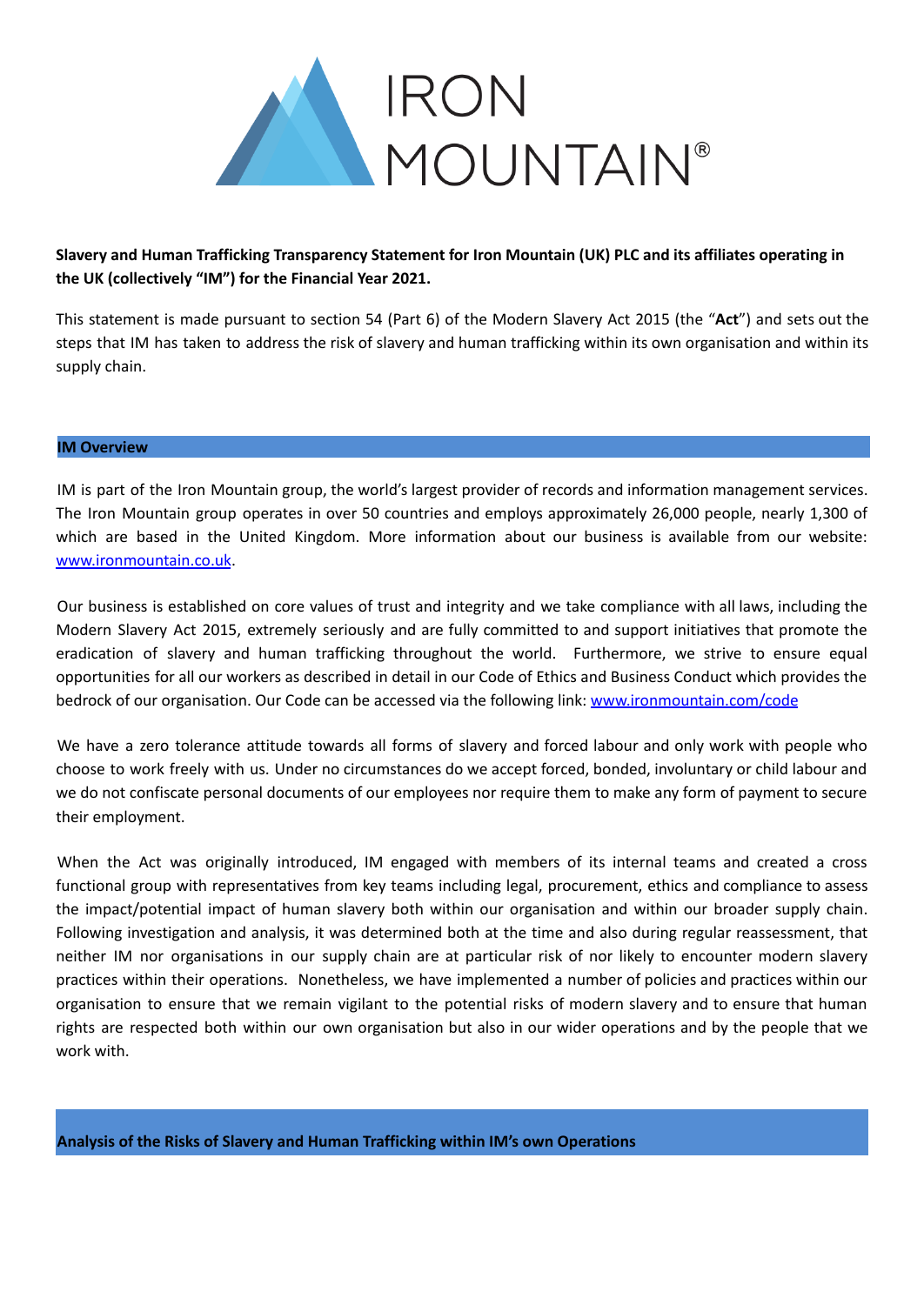IRON MOUNTAIN®

**Slavery and Human Trafficking Transparency Statement for Iron Mountain (UK) PLC and its affiliates operating in the UK (collectively "IM") for the Financial Year 2021.**

This statement is made pursuant to section 54 (Part 6) of the Modern Slavery Act 2015 (the "**Act**") and sets out the steps that IM has taken to address the risk of slavery and human trafficking within its own organisation and within its supply chain.

## IM Overview

IM is part of the Iron Mountain group, the world's largest provider of records and information management services. The Iron Mountain group operates in over 50 countries and employs approximately 26,000 people, nearly 1,300 of which are based in the United Kingdom. More information about our business is available from our website: [www.ironmountain.co.uk](www.ironmountain.co.uk).

Our business is established on core values of trust and integrity and we take compliance with all laws, including the Modern Slavery Act 2015, extremely seriously and are fully committed to and support initiatives that promote the eradication of slavery and human trafficking throughout the world. Furthermore, we strive to ensure equal opportunities for all our workers as described in detail in our Code of Ethics and Business Conduct which provides the bedrock of our organisation. Our Code can be accessed via the following link: [www.ironmountain.com/code](www.ironmountain.com/code)

We have a zero tolerance attitude towards all forms of slavery and forced labour and only work with people who choose to work freely with us. Under no circumstances do we accept forced, bonded, involuntary or child labour and we do not confiscate personal documents of our employees nor require them to make any form of payment to secure their employment.

When the Act was originally introduced, IM engaged with members of its internal teams and created a cross functional group with representatives from key teams including legal, procurement, ethics and compliance to assess the impact/potential impact of human slavery both within our organisation and within our broader supply chain. Following investigation and analysis, it was determined both at the time and also during regular reassessment, that neither IM nor organisations in our supply chain are at particular risk of nor likely to encounter modern slavery practices within their operations. Nonetheless, we have implemented a number of policies and practices within our organisation to ensure that we remain vigilant to the potential risks of modern slavery and to ensure that human rights are respected both within our own organisation but also in our wider operations and by the people that we work with.

## Analysis of the Risks of Slavery and Human Trafficking within IM's own Operations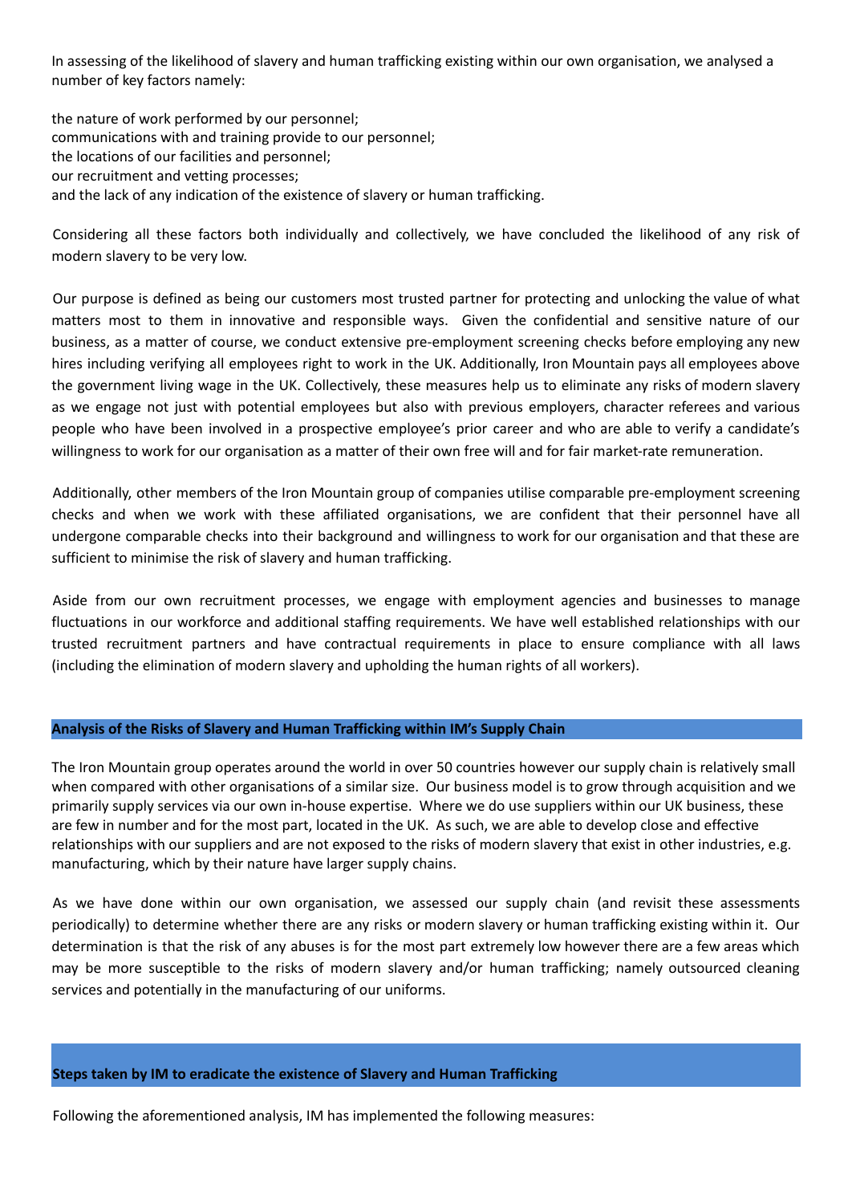In assessing of the likelihood of slavery and human trafficking existing within our own organisation, we analysed a number of key factors namely:

the nature of work performed by our personnel;
communications with and training provide to our personnel;
the locations of our facilities and personnel;
our recruitment and vetting processes;
and the lack of any indication of the existence of slavery or human trafficking.

Considering all these factors both individually and collectively, we have concluded the likelihood of any risk of modern slavery to be very low.

Our purpose is defined as being our customers most trusted partner for protecting and unlocking the value of what matters most to them in innovative and responsible ways. Given the confidential and sensitive nature of our business, as a matter of course, we conduct extensive pre-employment screening checks before employing any new hires including verifying all employees right to work in the UK. Additionally, Iron Mountain pays all employees above the government living wage in the UK. Collectively, these measures help us to eliminate any risks of modern slavery as we engage not just with potential employees but also with previous employers, character referees and various people who have been involved in a prospective employee's prior career and who are able to verify a candidate's willingness to work for our organisation as a matter of their own free will and for fair market-rate remuneration.

Additionally, other members of the Iron Mountain group of companies utilise comparable pre-employment screening checks and when we work with these affiliated organisations, we are confident that their personnel have all undergone comparable checks into their background and willingness to work for our organisation and that these are sufficient to minimise the risk of slavery and human trafficking.

Aside from our own recruitment processes, we engage with employment agencies and businesses to manage fluctuations in our workforce and additional staffing requirements. We have well established relationships with our trusted recruitment partners and have contractual requirements in place to ensure compliance with all laws (including the elimination of modern slavery and upholding the human rights of all workers).

## Analysis of the Risks of Slavery and Human Trafficking within IM's Supply Chain

The Iron Mountain group operates around the world in over 50 countries however our supply chain is relatively small when compared with other organisations of a similar size. Our business model is to grow through acquisition and we primarily supply services via our own in-house expertise. Where we do use suppliers within our UK business, these are few in number and for the most part, located in the UK. As such, we are able to develop close and effective relationships with our suppliers and are not exposed to the risks of modern slavery that exist in other industries, e.g. manufacturing, which by their nature have larger supply chains.

As we have done within our own organisation, we assessed our supply chain (and revisit these assessments periodically) to determine whether there are any risks or modern slavery or human trafficking existing within it. Our determination is that the risk of any abuses is for the most part extremely low however there are a few areas which may be more susceptible to the risks of modern slavery and/or human trafficking; namely outsourced cleaning services and potentially in the manufacturing of our uniforms.

## Steps taken by IM to eradicate the existence of Slavery and Human Trafficking

Following the aforementioned analysis, IM has implemented the following measures: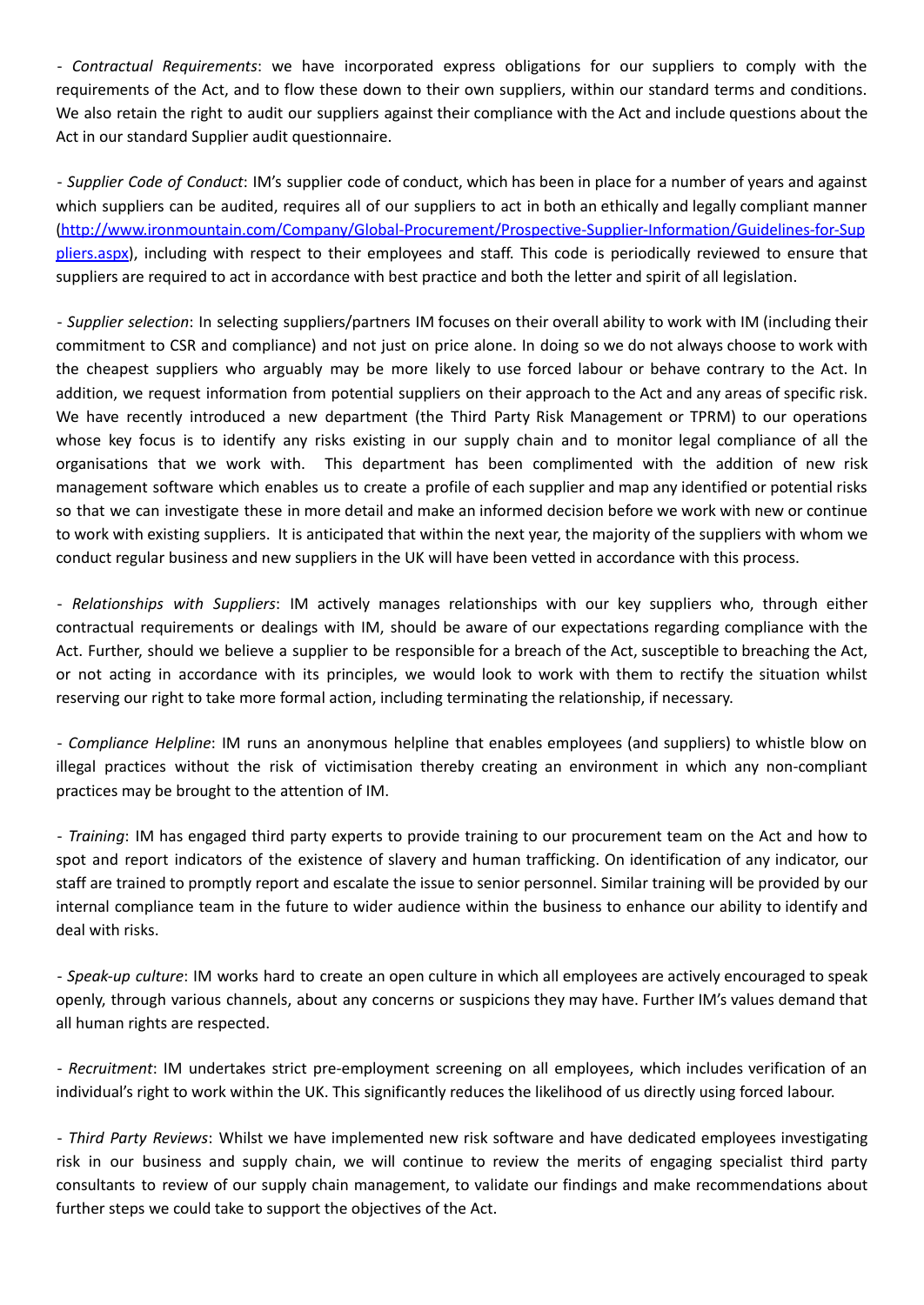- *Contractual Requirements*: we have incorporated express obligations for our suppliers to comply with the requirements of the Act, and to flow these down to their own suppliers, within our standard terms and conditions. We also retain the right to audit our suppliers against their compliance with the Act and include questions about the Act in our standard Supplier audit questionnaire.

- *Supplier Code of Conduct*: IM's supplier code of conduct, which has been in place for a number of years and against which suppliers can be audited, requires all of our suppliers to act in both an ethically and legally compliant manner ([http://www.ironmountain.com/Company/Global-Procurement/Prospective-Supplier-Information/Guidelines-for-Suppliers.aspx](http://www.ironmountain.com/Company/Global-Procurement/Prospective-Supplier-Information/Guidelines-for-Suppliers.aspx)), including with respect to their employees and staff. This code is periodically reviewed to ensure that suppliers are required to act in accordance with best practice and both the letter and spirit of all legislation.

- *Supplier selection*: In selecting suppliers/partners IM focuses on their overall ability to work with IM (including their commitment to CSR and compliance) and not just on price alone. In doing so we do not always choose to work with the cheapest suppliers who arguably may be more likely to use forced labour or behave contrary to the Act. In addition, we request information from potential suppliers on their approach to the Act and any areas of specific risk. We have recently introduced a new department (the Third Party Risk Management or TPRM) to our operations whose key focus is to identify any risks existing in our supply chain and to monitor legal compliance of all the organisations that we work with. This department has been complimented with the addition of new risk management software which enables us to create a profile of each supplier and map any identified or potential risks so that we can investigate these in more detail and make an informed decision before we work with new or continue to work with existing suppliers. It is anticipated that within the next year, the majority of the suppliers with whom we conduct regular business and new suppliers in the UK will have been vetted in accordance with this process.

- *Relationships with Suppliers*: IM actively manages relationships with our key suppliers who, through either contractual requirements or dealings with IM, should be aware of our expectations regarding compliance with the Act. Further, should we believe a supplier to be responsible for a breach of the Act, susceptible to breaching the Act, or not acting in accordance with its principles, we would look to work with them to rectify the situation whilst reserving our right to take more formal action, including terminating the relationship, if necessary.

- *Compliance Helpline*: IM runs an anonymous helpline that enables employees (and suppliers) to whistle blow on illegal practices without the risk of victimisation thereby creating an environment in which any non-compliant practices may be brought to the attention of IM.

- *Training*: IM has engaged third party experts to provide training to our procurement team on the Act and how to spot and report indicators of the existence of slavery and human trafficking. On identification of any indicator, our staff are trained to promptly report and escalate the issue to senior personnel. Similar training will be provided by our internal compliance team in the future to wider audience within the business to enhance our ability to identify and deal with risks.

- *Speak-up culture*: IM works hard to create an open culture in which all employees are actively encouraged to speak openly, through various channels, about any concerns or suspicions they may have. Further IM's values demand that all human rights are respected.

- *Recruitment*: IM undertakes strict pre-employment screening on all employees, which includes verification of an individual's right to work within the UK. This significantly reduces the likelihood of us directly using forced labour.

- *Third Party Reviews*: Whilst we have implemented new risk software and have dedicated employees investigating risk in our business and supply chain, we will continue to review the merits of engaging specialist third party consultants to review of our supply chain management, to validate our findings and make recommendations about further steps we could take to support the objectives of the Act.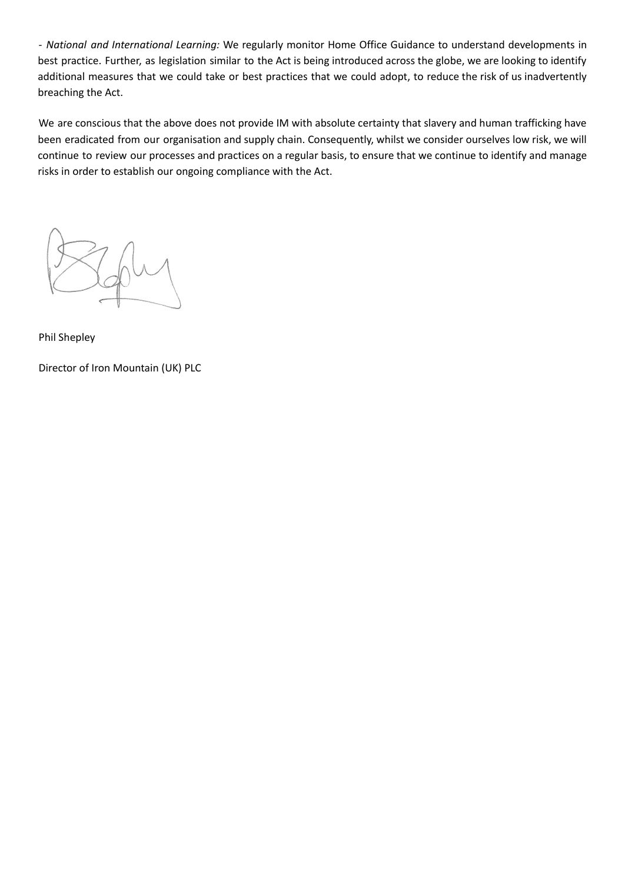- *National and International Learning:* We regularly monitor Home Office Guidance to understand developments in best practice. Further, as legislation similar to the Act is being introduced across the globe, we are looking to identify additional measures that we could take or best practices that we could adopt, to reduce the risk of us inadvertently breaching the Act.

We are conscious that the above does not provide IM with absolute certainty that slavery and human trafficking have been eradicated from our organisation and supply chain. Consequently, whilst we consider ourselves low risk, we will continue to review our processes and practices on a regular basis, to ensure that we continue to identify and manage risks in order to establish our ongoing compliance with the Act.

Phil Shepley

Director of Iron Mountain (UK) PLC